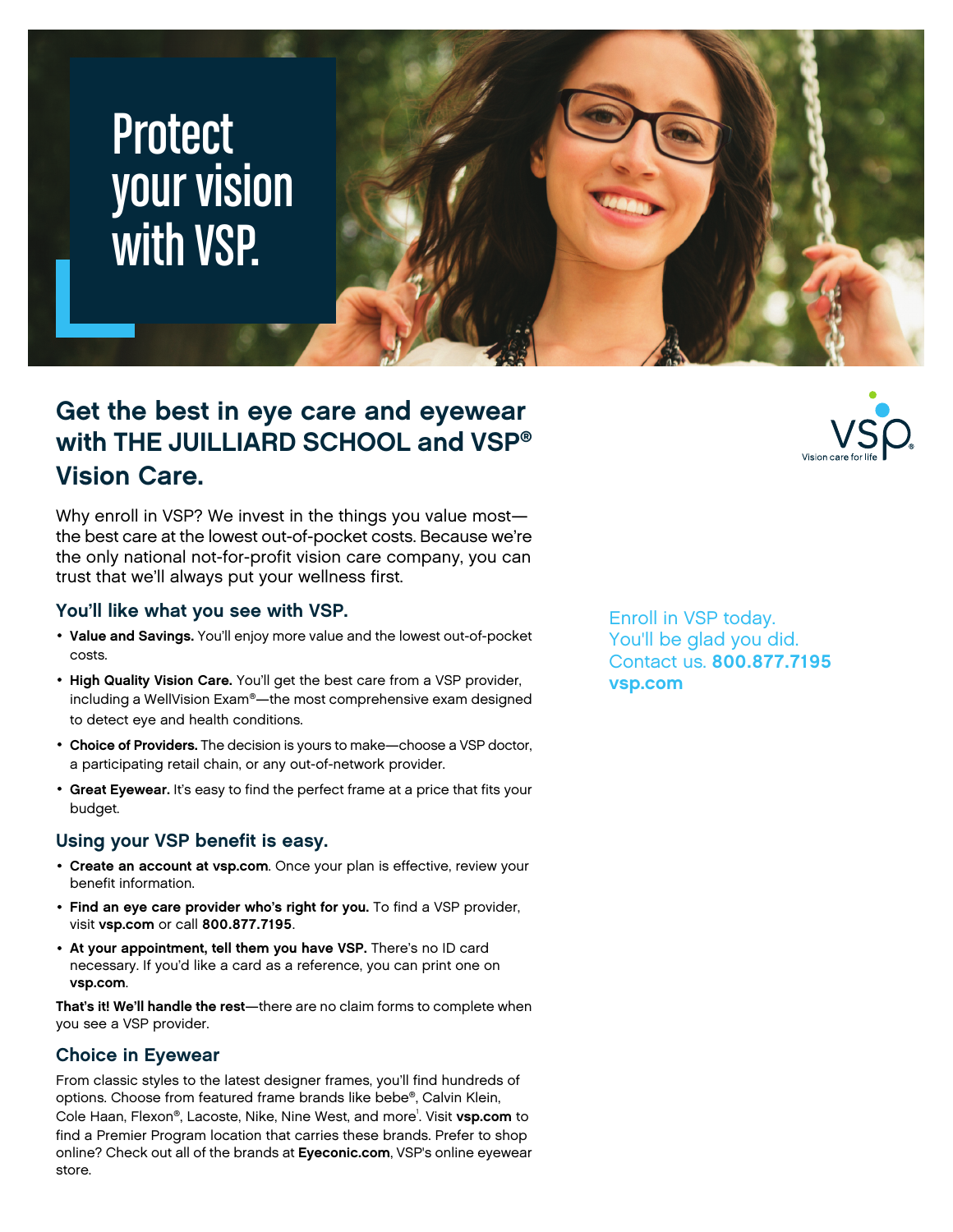# Protect your vision with VSP.

## Get the best in eye care and eyewear with THE JUILLIARD SCHOOL and VSP® Vision Care.

Why enroll in VSP? We invest in the things you value most—the best care at the lowest out-of-pocket costs. Because we're the only national not-for-profit vision care company, you can trust that we'll always put your wellness first.

### You'll like what you see with VSP.

- **Value and Savings.** You'll enjoy more value and the lowest out-of-pocket costs.
- **High Quality Vision Care.** You'll get the best care from a VSP provider, including a WellVision Exam®—the most comprehensive exam designed to detect eye and health conditions.
- **Choice of Providers.** The decision is yours to make—choose a VSP doctor, a participating retail chain, or any out-of-network provider.
- **Great Eyewear.** It's easy to find the perfect frame at a price that fits your budget.

### Using your VSP benefit is easy.

- **Create an account at vsp.com**. Once your plan is effective, review your benefit information.
- **Find an eye care provider who's right for you.** To find a VSP provider, visit **vsp.com** or call **800.877.7195**.
- **At your appointment, tell them you have VSP.** There's no ID card necessary. If you'd like a card as a reference, you can print one on **vsp.com**.

**That's it! We'll handle the rest**—there are no claim forms to complete when you see a VSP provider.

### Choice in Eyewear

From classic styles to the latest designer frames, you'll find hundreds of options. Choose from featured frame brands like bebe®, Calvin Klein, Cole Haan, Flexon®, Lacoste, Nike, Nine West, and more[1]. Visit **vsp.com** to find a Premier Program location that carries these brands. Prefer to shop online? Check out all of the brands at **Eyeconic.com**, VSP's online eyewear store.

VSP Vision care for life

Enroll in VSP today.
You'll be glad you did.
Contact us. **800.877.7195**
**vsp.com**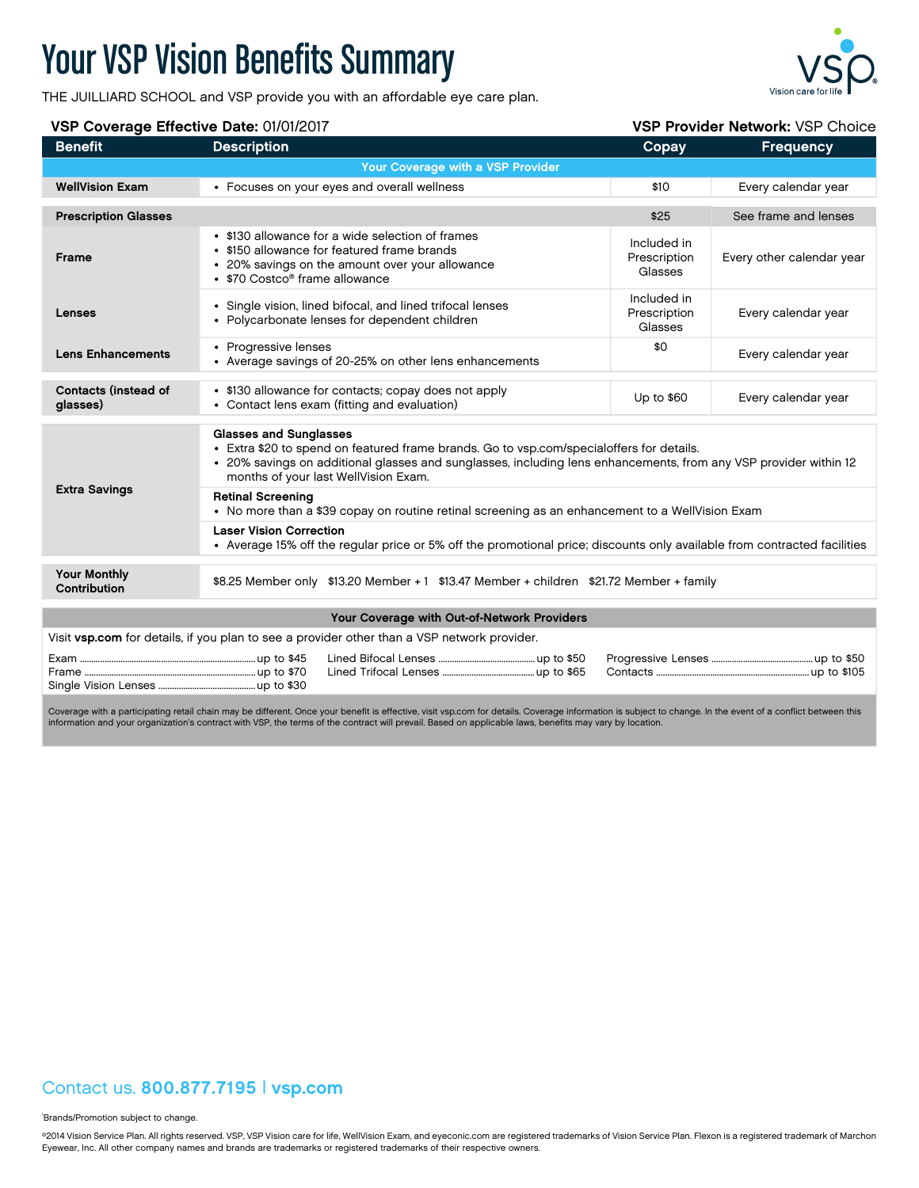# Your VSP Vision Benefits Summary

THE JUILLIARD SCHOOL and VSP provide you with an affordable eye care plan.

**VSP Coverage Effective Date:** 01/01/2017

**VSP Provider Network:** VSP Choice

| Benefit | Description | Copay | Frequency |
|---|---|---|---|
| **Your Coverage with a VSP Provider** | | | |
| **WellVision Exam** | • Focuses on your eyes and overall wellness | $10 | Every calendar year |
| **Prescription Glasses** | | $25 | See frame and lenses |
| **Frame** | • $130 allowance for a wide selection of frames<br>• $150 allowance for featured frame brands<br>• 20% savings on the amount over your allowance<br>• $70 Costco® frame allowance | Included in Prescription Glasses | Every other calendar year |
| **Lenses** | • Single vision, lined bifocal, and lined trifocal lenses<br>• Polycarbonate lenses for dependent children | Included in Prescription Glasses | Every calendar year |
| **Lens Enhancements** | • Progressive lenses<br>• Average savings of 20-25% on other lens enhancements | $0 | Every calendar year |
| **Contacts (instead of glasses)** | • $130 allowance for contacts; copay does not apply<br>• Contact lens exam (fitting and evaluation) | Up to $60 | Every calendar year |
| **Extra Savings** | **Glasses and Sunglasses**<br>• Extra $20 to spend on featured frame brands. Go to vsp.com/specialoffers for details.<br>• 20% savings on additional glasses and sunglasses, including lens enhancements, from any VSP provider within 12 months of your last WellVision Exam.<br>**Retinal Screening**<br>• No more than a $39 copay on routine retinal screening as an enhancement to a WellVision Exam<br>**Laser Vision Correction**<br>• Average 15% off the regular price or 5% off the promotional price; discounts only available from contracted facilities | | |
| **Your Monthly Contribution** | $8.25 Member only   $13.20 Member + 1   $13.47 Member + children   $21.72 Member + family | | |

**Your Coverage with Out-of-Network Providers**

Visit **vsp.com** for details, if you plan to see a provider other than a VSP network provider.

| | | | | | |
|---|---|---|---|---|---|
| Exam | up to $45 | Lined Bifocal Lenses | up to $50 | Progressive Lenses | up to $50 |
| Frame | up to $70 | Lined Trifocal Lenses | up to $65 | Contacts | up to $105 |
| Single Vision Lenses | up to $30 | | | | |

Coverage with a participating retail chain may be different. Once your benefit is effective, visit vsp.com for details. Coverage information is subject to change. In the event of a conflict between this information and your organization's contract with VSP, the terms of the contract will prevail. Based on applicable laws, benefits may vary by location.

Contact us. **800.877.7195** | **vsp.com**

[1]Brands/Promotion subject to change.

©2014 Vision Service Plan. All rights reserved. VSP, VSP Vision care for life, WellVision Exam, and eyeconic.com are registered trademarks of Vision Service Plan. Flexon is a registered trademark of Marchon Eyewear, Inc. All other company names and brands are trademarks or registered trademarks of their respective owners.